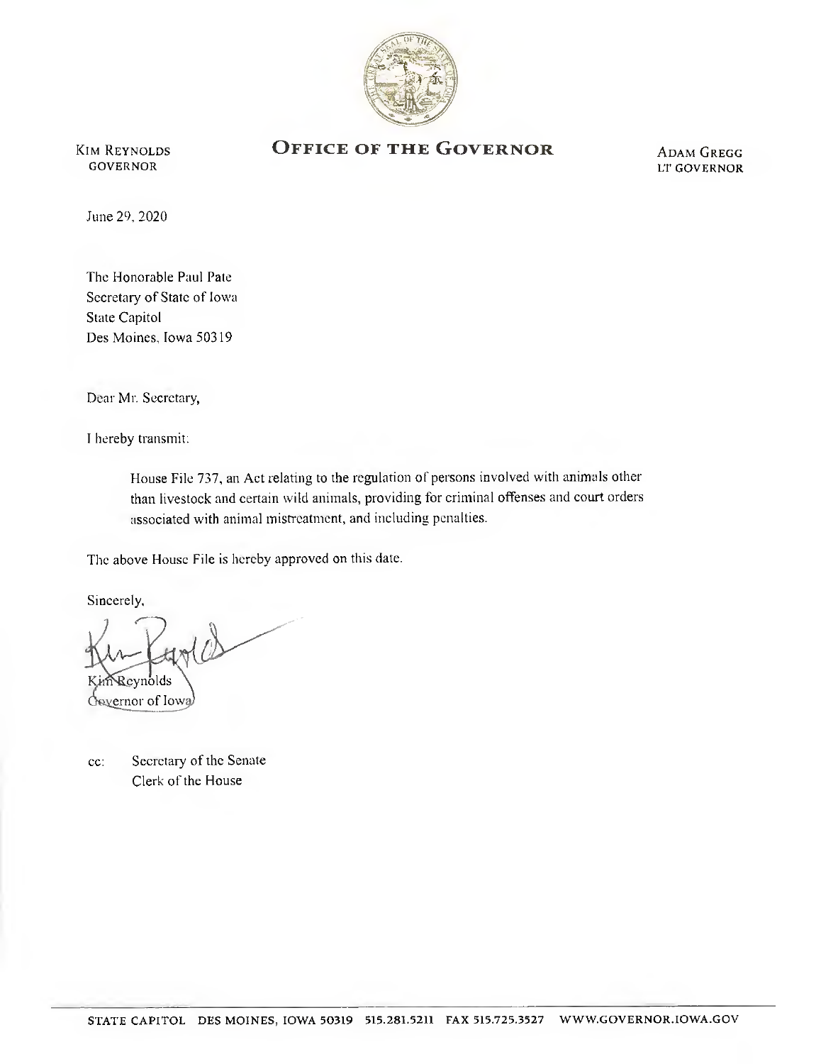KIM REYNOLDS
GOVERNOR

# OFFICE OF THE GOVERNOR

ADAM GREGG
LT GOVERNOR

June 29, 2020

The Honorable Paul Pate
Secretary of State of Iowa
State Capitol
Des Moines, Iowa 50319

Dear Mr. Secretary,

I hereby transmit:

> House File 737, an Act relating to the regulation of persons involved with animals other than livestock and certain wild animals, providing for criminal offenses and court orders associated with animal mistreatment, and including penalties.

The above House File is hereby approved on this date.

Sincerely,

Kim Reynolds
Governor of Iowa

cc: Secretary of the Senate
Clerk of the House

STATE CAPITOL DES MOINES, IOWA 50319 515.281.5211 FAX 515.725.3527 WWW.GOVERNOR.IOWA.GOV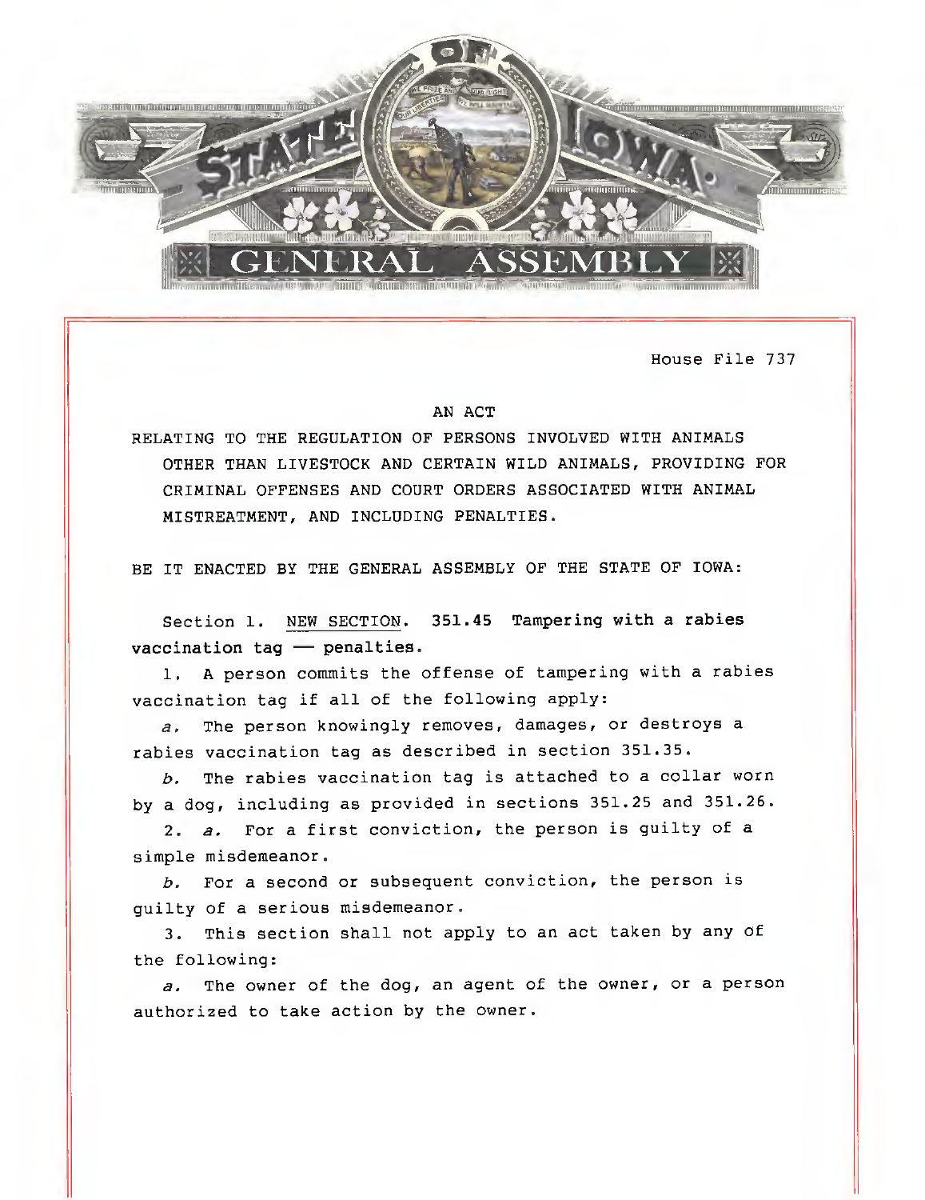House File 737

AN ACT

RELATING TO THE REGULATION OF PERSONS INVOLVED WITH ANIMALS OTHER THAN LIVESTOCK AND CERTAIN WILD ANIMALS, PROVIDING FOR CRIMINAL OFFENSES AND COURT ORDERS ASSOCIATED WITH ANIMAL MISTREATMENT, AND INCLUDING PENALTIES.

BE IT ENACTED BY THE GENERAL ASSEMBLY OF THE STATE OF IOWA:

Section 1. NEW SECTION. **351.45 Tampering with a rabies vaccination tag — penalties.**

1. A person commits the offense of tampering with a rabies vaccination tag if all of the following apply:

*a.* The person knowingly removes, damages, or destroys a rabies vaccination tag as described in section 351.35.

*b.* The rabies vaccination tag is attached to a collar worn by a dog, including as provided in sections 351.25 and 351.26.

2. *a.* For a first conviction, the person is guilty of a simple misdemeanor.

*b.* For a second or subsequent conviction, the person is guilty of a serious misdemeanor.

3. This section shall not apply to an act taken by any of the following:

*a.* The owner of the dog, an agent of the owner, or a person authorized to take action by the owner.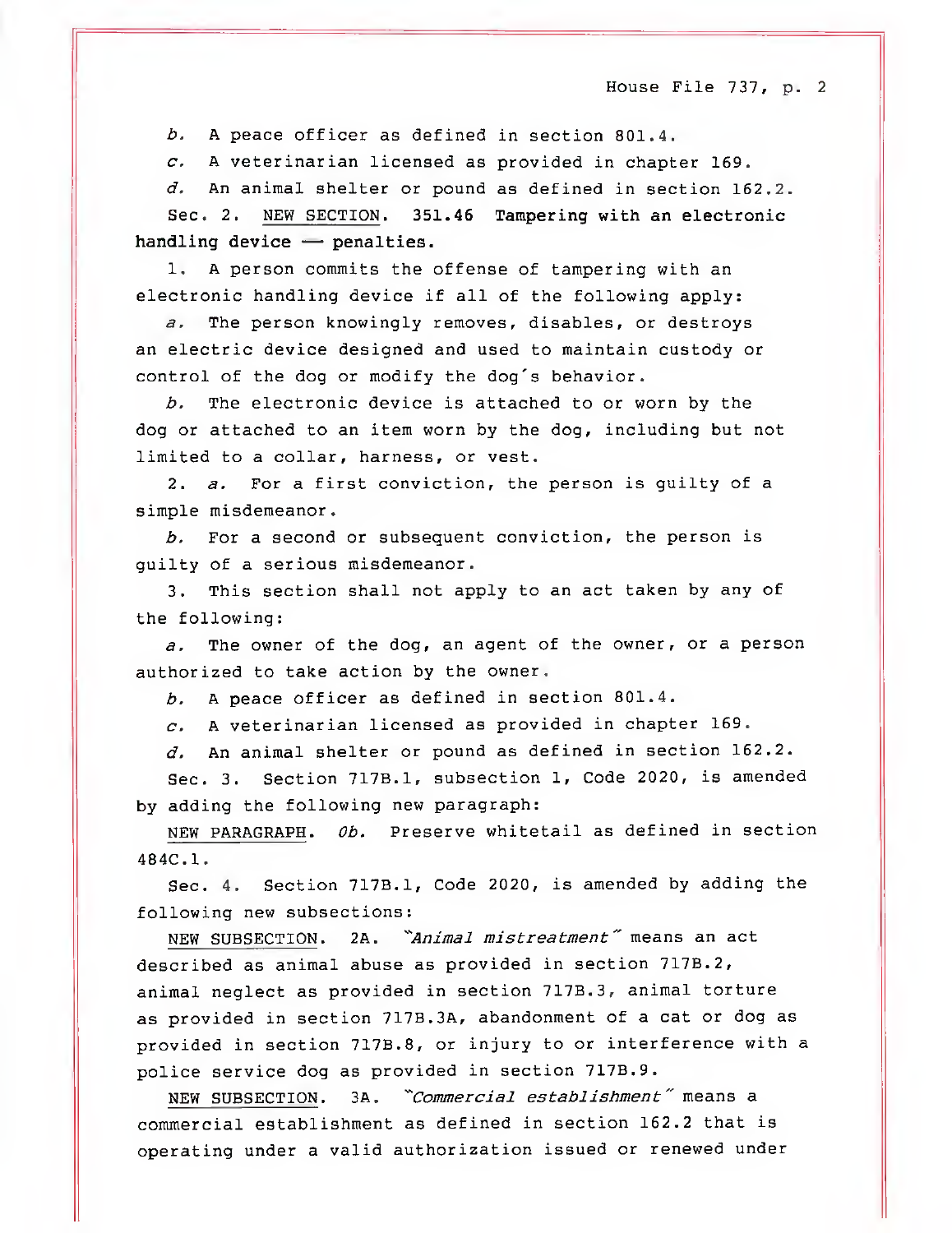*b.* A peace officer as defined in section 801.4.

*c.* A veterinarian licensed as provided in chapter 169.

*d.* An animal shelter or pound as defined in section 162.2.

Sec. 2. NEW SECTION. **351.46 Tampering with an electronic handling device — penalties.**

1. A person commits the offense of tampering with an electronic handling device if all of the following apply:

*a.* The person knowingly removes, disables, or destroys an electric device designed and used to maintain custody or control of the dog or modify the dog's behavior.

*b.* The electronic device is attached to or worn by the dog or attached to an item worn by the dog, including but not limited to a collar, harness, or vest.

2. *a.* For a first conviction, the person is guilty of a simple misdemeanor.

*b.* For a second or subsequent conviction, the person is guilty of a serious misdemeanor.

3. This section shall not apply to an act taken by any of the following:

*a.* The owner of the dog, an agent of the owner, or a person authorized to take action by the owner.

*b.* A peace officer as defined in section 801.4.

*c.* A veterinarian licensed as provided in chapter 169.

*d.* An animal shelter or pound as defined in section 162.2.

Sec. 3. Section 717B.1, subsection 1, Code 2020, is amended by adding the following new paragraph:

NEW PARAGRAPH. *0b.* Preserve whitetail as defined in section 484C.1.

Sec. 4. Section 717B.1, Code 2020, is amended by adding the following new subsections:

NEW SUBSECTION. 2A. *"Animal mistreatment"* means an act described as animal abuse as provided in section 717B.2, animal neglect as provided in section 717B.3, animal torture as provided in section 717B.3A, abandonment of a cat or dog as provided in section 717B.8, or injury to or interference with a police service dog as provided in section 717B.9.

NEW SUBSECTION. 3A. *"Commercial establishment"* means a commercial establishment as defined in section 162.2 that is operating under a valid authorization issued or renewed under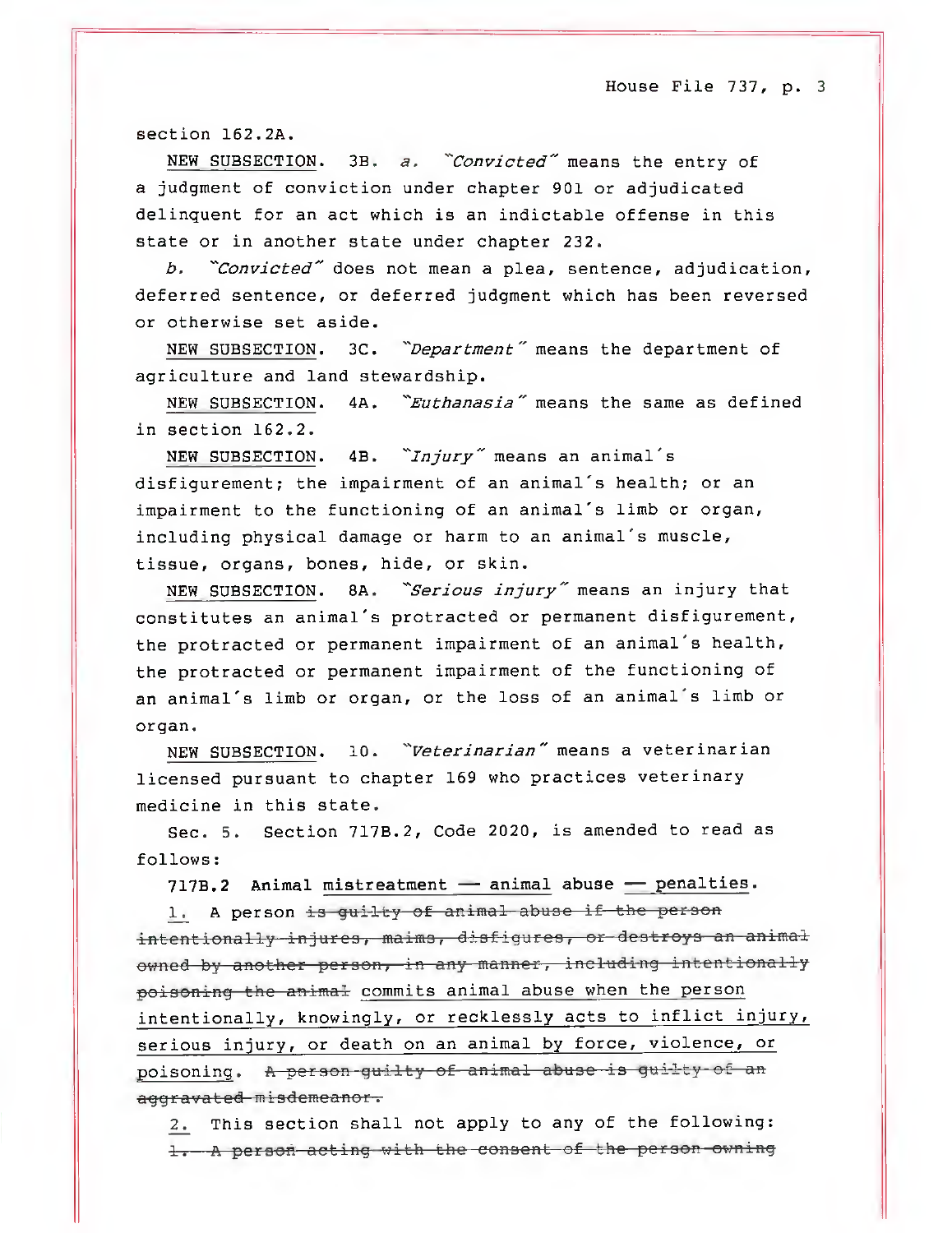section 162.2A.

NEW SUBSECTION. 3B. *a.* "*Convicted*" means the entry of a judgment of conviction under chapter 901 or adjudicated delinquent for an act which is an indictable offense in this state or in another state under chapter 232.

*b.* "*Convicted*" does not mean a plea, sentence, adjudication, deferred sentence, or deferred judgment which has been reversed or otherwise set aside.

NEW SUBSECTION. 3C. "*Department*" means the department of agriculture and land stewardship.

NEW SUBSECTION. 4A. "*Euthanasia*" means the same as defined in section 162.2.

NEW SUBSECTION. 4B. "*Injury*" means an animal's disfigurement; the impairment of an animal's health; or an impairment to the functioning of an animal's limb or organ, including physical damage or harm to an animal's muscle, tissue, organs, bones, hide, or skin.

NEW SUBSECTION. 8A. "*Serious injury*" means an injury that constitutes an animal's protracted or permanent disfigurement, the protracted or permanent impairment of an animal's health, the protracted or permanent impairment of the functioning of an animal's limb or organ, or the loss of an animal's limb or organ.

NEW SUBSECTION. 10. "*Veterinarian*" means a veterinarian licensed pursuant to chapter 169 who practices veterinary medicine in this state.

Sec. 5. Section 717B.2, Code 2020, is amended to read as follows:

**717B.2 Animal mistreatment — animal abuse — penalties.**

1. A person ~~is guilty of animal abuse if the person intentionally injures, maims, disfigures, or destroys an animal owned by another person, in any manner, including intentionally poisoning the animal~~ commits animal abuse when the person intentionally, knowingly, or recklessly acts to inflict injury, serious injury, or death on an animal by force, violence, or poisoning. ~~A person guilty of animal abuse is guilty of an aggravated misdemeanor.~~

2. This section shall not apply to any of the following:

~~1. A person acting with the consent of the person owning~~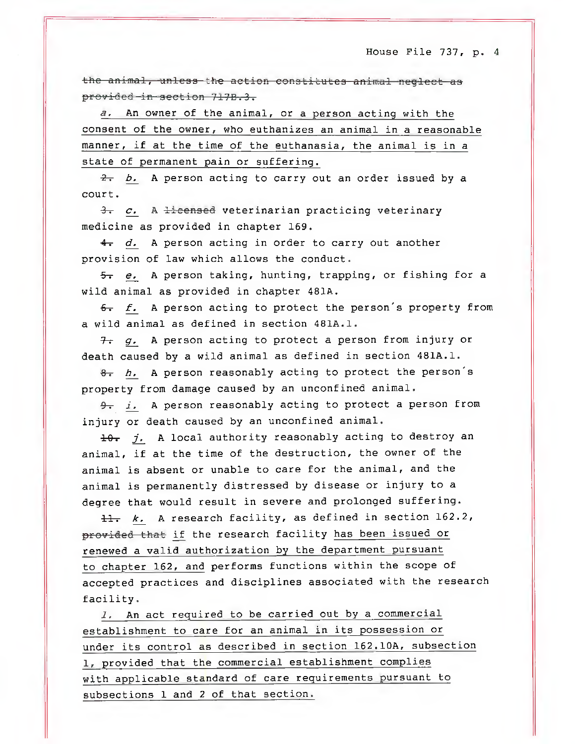~~the animal, unless the action constitutes animal neglect as provided in section 717B.3.~~

*a.* An owner of the animal, or a person acting with the consent of the owner, who euthanizes an animal in a reasonable manner, if at the time of the euthanasia, the animal is in a state of permanent pain or suffering.

~~2.~~ *b.* A person acting to carry out an order issued by a court.

~~3.~~ *c.* A ~~licensed~~ veterinarian practicing veterinary medicine as provided in chapter 169.

~~4.~~ *d.* A person acting in order to carry out another provision of law which allows the conduct.

~~5.~~ *e.* A person taking, hunting, trapping, or fishing for a wild animal as provided in chapter 481A.

~~6.~~ *f.* A person acting to protect the person's property from a wild animal as defined in section 481A.1.

~~7.~~ *g.* A person acting to protect a person from injury or death caused by a wild animal as defined in section 481A.1.

~~8.~~ *h.* A person reasonably acting to protect the person's property from damage caused by an unconfined animal.

~~9.~~ *i.* A person reasonably acting to protect a person from injury or death caused by an unconfined animal.

~~10.~~ *j.* A local authority reasonably acting to destroy an animal, if at the time of the destruction, the owner of the animal is absent or unable to care for the animal, and the animal is permanently distressed by disease or injury to a degree that would result in severe and prolonged suffering.

~~11.~~ *k.* A research facility, as defined in section 162.2, ~~provided that~~ if the research facility has been issued or renewed a valid authorization by the department pursuant to chapter 162, and performs functions within the scope of accepted practices and disciplines associated with the research facility.

*l.* An act required to be carried out by a commercial establishment to care for an animal in its possession or under its control as described in section 162.10A, subsection 1, provided that the commercial establishment complies with applicable standard of care requirements pursuant to subsections 1 and 2 of that section.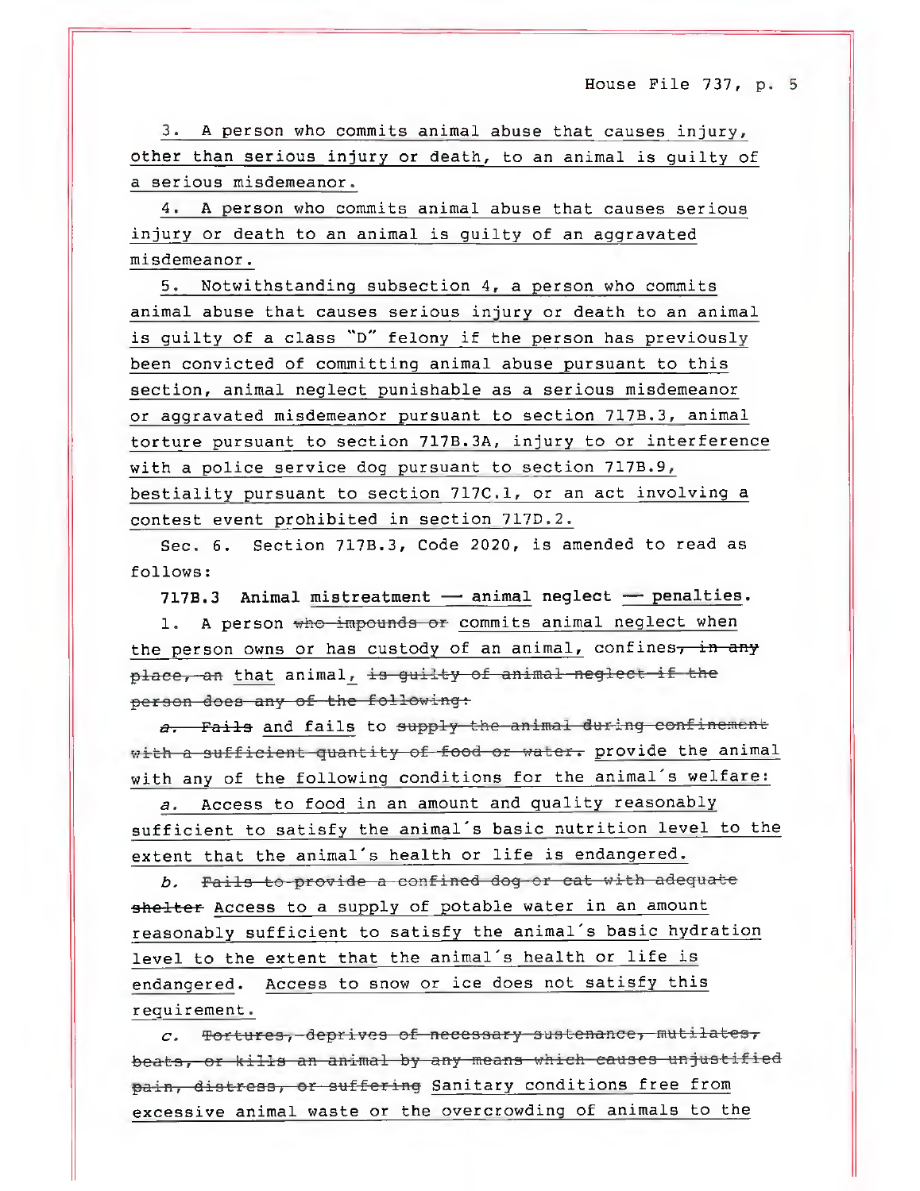3. A person who commits animal abuse that causes injury, other than serious injury or death, to an animal is guilty of a serious misdemeanor.

4. A person who commits animal abuse that causes serious injury or death to an animal is guilty of an aggravated misdemeanor.

5. Notwithstanding subsection 4, a person who commits animal abuse that causes serious injury or death to an animal is guilty of a class "D" felony if the person has previously been convicted of committing animal abuse pursuant to this section, animal neglect punishable as a serious misdemeanor or aggravated misdemeanor pursuant to section 717B.3, animal torture pursuant to section 717B.3A, injury to or interference with a police service dog pursuant to section 717B.9, bestiality pursuant to section 717C.1, or an act involving a contest event prohibited in section 717D.2.

Sec. 6. Section 717B.3, Code 2020, is amended to read as follows:

**717B.3 Animal ~~mistreatment~~ — animal neglect — penalties.**

1. A person ~~who impounds or~~ commits animal neglect when the person owns or has custody of an animal, confines~~, in any place, an~~ that animal, ~~is guilty of animal neglect if the person does any of the following:~~

~~*a.* Fails~~ and fails to ~~supply the animal during confinement with a sufficient quantity of food or water.~~ provide the animal with any of the following conditions for the animal's welfare:

*a.* Access to food in an amount and quality reasonably sufficient to satisfy the animal's basic nutrition level to the extent that the animal's health or life is endangered.

*b.* ~~Fails to provide a confined dog or cat with adequate shelter~~ Access to a supply of potable water in an amount reasonably sufficient to satisfy the animal's basic hydration level to the extent that the animal's health or life is endangered. Access to snow or ice does not satisfy this requirement.

*c.* ~~Tortures, deprives of necessary sustenance, mutilates, beats, or kills an animal by any means which causes unjustified pain, distress, or suffering~~ Sanitary conditions free from excessive animal waste or the overcrowding of animals to the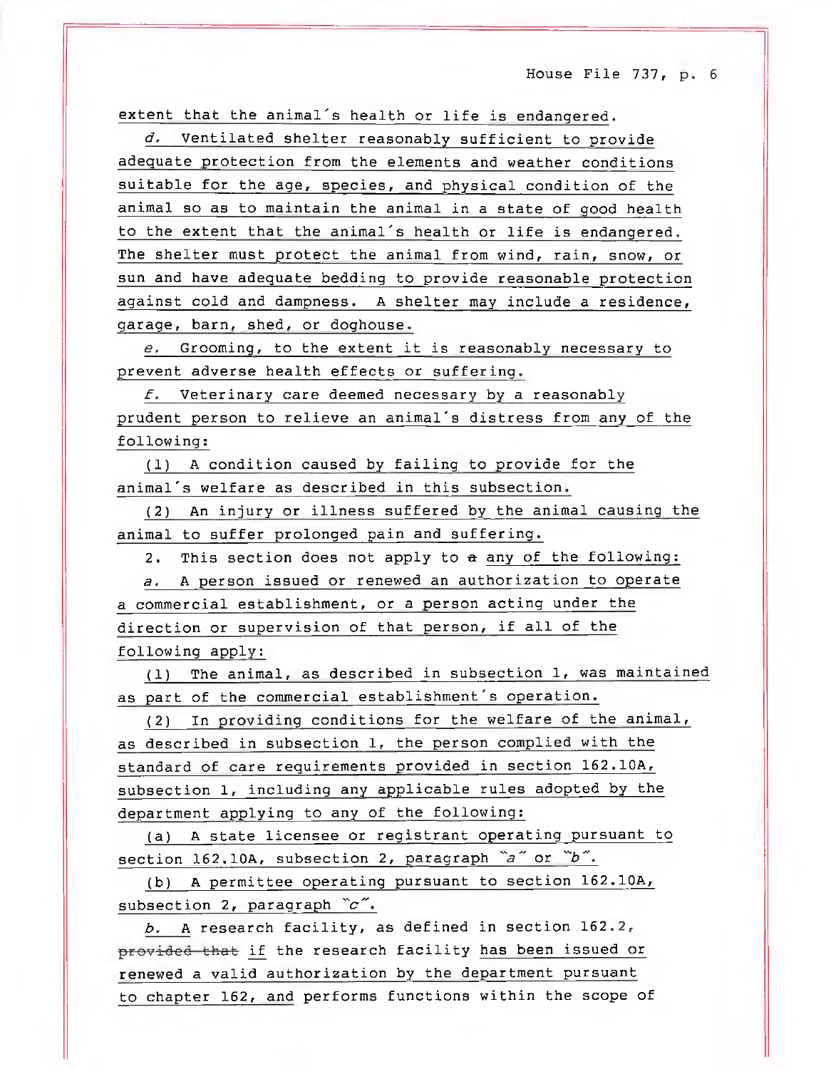extent that the animal's health or life is endangered.

*d.* Ventilated shelter reasonably sufficient to provide adequate protection from the elements and weather conditions suitable for the age, species, and physical condition of the animal so as to maintain the animal in a state of good health to the extent that the animal's health or life is endangered. The shelter must protect the animal from wind, rain, snow, or sun and have adequate bedding to provide reasonable protection against cold and dampness. A shelter may include a residence, garage, barn, shed, or doghouse.

*e.* Grooming, to the extent it is reasonably necessary to prevent adverse health effects or suffering.

*f.* Veterinary care deemed necessary by a reasonably prudent person to relieve an animal's distress from any of the following:

(1) A condition caused by failing to provide for the animal's welfare as described in this subsection.

(2) An injury or illness suffered by the animal causing the animal to suffer prolonged pain and suffering.

2. This section does not apply to ~~a~~ any of the following:

*a.* A person issued or renewed an authorization to operate a commercial establishment, or a person acting under the direction or supervision of that person, if all of the following apply:

(1) The animal, as described in subsection 1, was maintained as part of the commercial establishment's operation.

(2) In providing conditions for the welfare of the animal, as described in subsection 1, the person complied with the standard of care requirements provided in section 162.10A, subsection 1, including any applicable rules adopted by the department applying to any of the following:

(a) A state licensee or registrant operating pursuant to section 162.10A, subsection 2, paragraph "*a*" or "*b*".

(b) A permittee operating pursuant to section 162.10A, subsection 2, paragraph "*c*".

*b.* A research facility, as defined in section 162.2, ~~provided that~~ if the research facility has been issued or renewed a valid authorization by the department pursuant to chapter 162, and performs functions within the scope of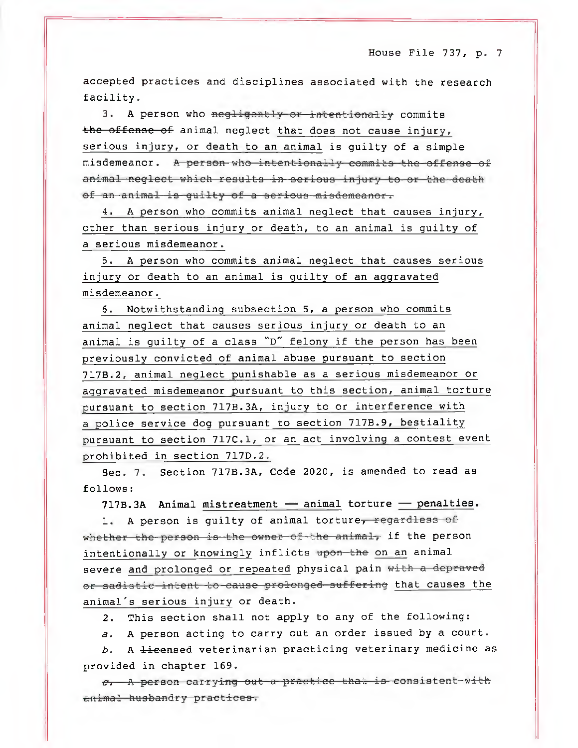accepted practices and disciplines associated with the research facility.

3. A person who ~~negligently or intentionally~~ commits ~~the offense of~~ animal neglect <u>that does not cause injury, serious injury, or death to an animal</u> is guilty of a simple misdemeanor. ~~A person who intentionally commits the offense of animal neglect which results in serious injury to or the death of an animal is guilty of a serious misdemeanor.~~

<u>4. A person who commits animal neglect that causes injury, other than serious injury or death, to an animal is guilty of a serious misdemeanor.</u>

<u>5. A person who commits animal neglect that causes serious injury or death to an animal is guilty of an aggravated misdemeanor.</u>

<u>6. Notwithstanding subsection 5, a person who commits animal neglect that causes serious injury or death to an animal is guilty of a class "D" felony if the person has been previously convicted of animal abuse pursuant to section 717B.2, animal neglect punishable as a serious misdemeanor or aggravated misdemeanor pursuant to this section, animal torture pursuant to section 717B.3A, injury to or interference with a police service dog pursuant to section 717B.9, bestiality pursuant to section 717C.1, or an act involving a contest event prohibited in section 717D.2.</u>

Sec. 7. Section 717B.3A, Code 2020, is amended to read as follows:

**717B.3A Animal <u>mistreatment — animal</u> torture <u>— penalties</u>.**

1. A person is guilty of animal torture~~, regardless of whether the person is the owner of the animal,~~ if the person <u>intentionally or knowingly</u> inflicts ~~upon the~~ <u>on an</u> animal severe <u>and prolonged or repeated</u> physical pain ~~with a depraved or sadistic intent to cause prolonged suffering~~ <u>that causes the animal's serious injury</u> or death.

2. This section shall not apply to any of the following:

*a.* A person acting to carry out an order issued by a court.

*b.* A ~~licensed~~ veterinarian practicing veterinary medicine as provided in chapter 169.

~~*c.* A person carrying out a practice that is consistent with animal husbandry practices.~~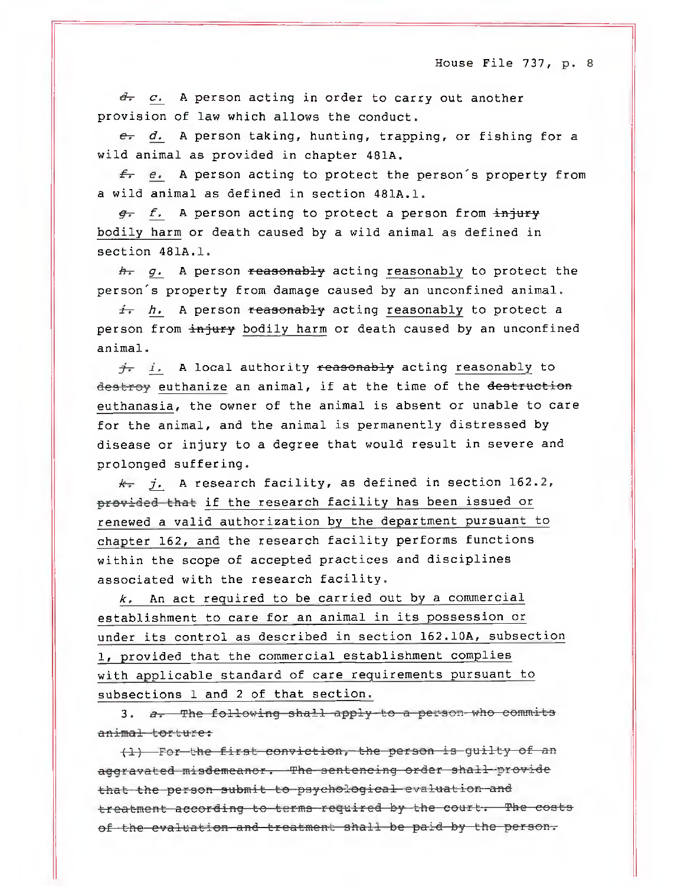~~d.~~ *c.* A person acting in order to carry out another provision of law which allows the conduct.

~~e.~~ *d.* A person taking, hunting, trapping, or fishing for a wild animal as provided in chapter 481A.

~~f.~~ *e.* A person acting to protect the person's property from a wild animal as defined in section 481A.1.

~~g.~~ *f.* A person acting to protect a person from ~~injury~~ bodily harm or death caused by a wild animal as defined in section 481A.1.

~~h.~~ *g.* A person ~~reasonably~~ acting reasonably to protect the person's property from damage caused by an unconfined animal.

~~i.~~ *h.* A person ~~reasonably~~ acting reasonably to protect a person from ~~injury~~ bodily harm or death caused by an unconfined animal.

~~j.~~ *i.* A local authority ~~reasonably~~ acting reasonably to ~~destroy~~ euthanize an animal, if at the time of the ~~destruction~~ euthanasia, the owner of the animal is absent or unable to care for the animal, and the animal is permanently distressed by disease or injury to a degree that would result in severe and prolonged suffering.

~~k.~~ *j.* A research facility, as defined in section 162.2, ~~provided that~~ if the research facility has been issued or renewed a valid authorization by the department pursuant to chapter 162, and the research facility performs functions within the scope of accepted practices and disciplines associated with the research facility.

*k.* An act required to be carried out by a commercial establishment to care for an animal in its possession or under its control as described in section 162.10A, subsection 1, provided that the commercial establishment complies with applicable standard of care requirements pursuant to subsections 1 and 2 of that section.

3. ~~*a.* The following shall apply to a person who commits animal torture:~~

~~(1) For the first conviction, the person is guilty of an aggravated misdemeanor. The sentencing order shall provide that the person submit to psychological evaluation and treatment according to terms required by the court. The costs of the evaluation and treatment shall be paid by the person.~~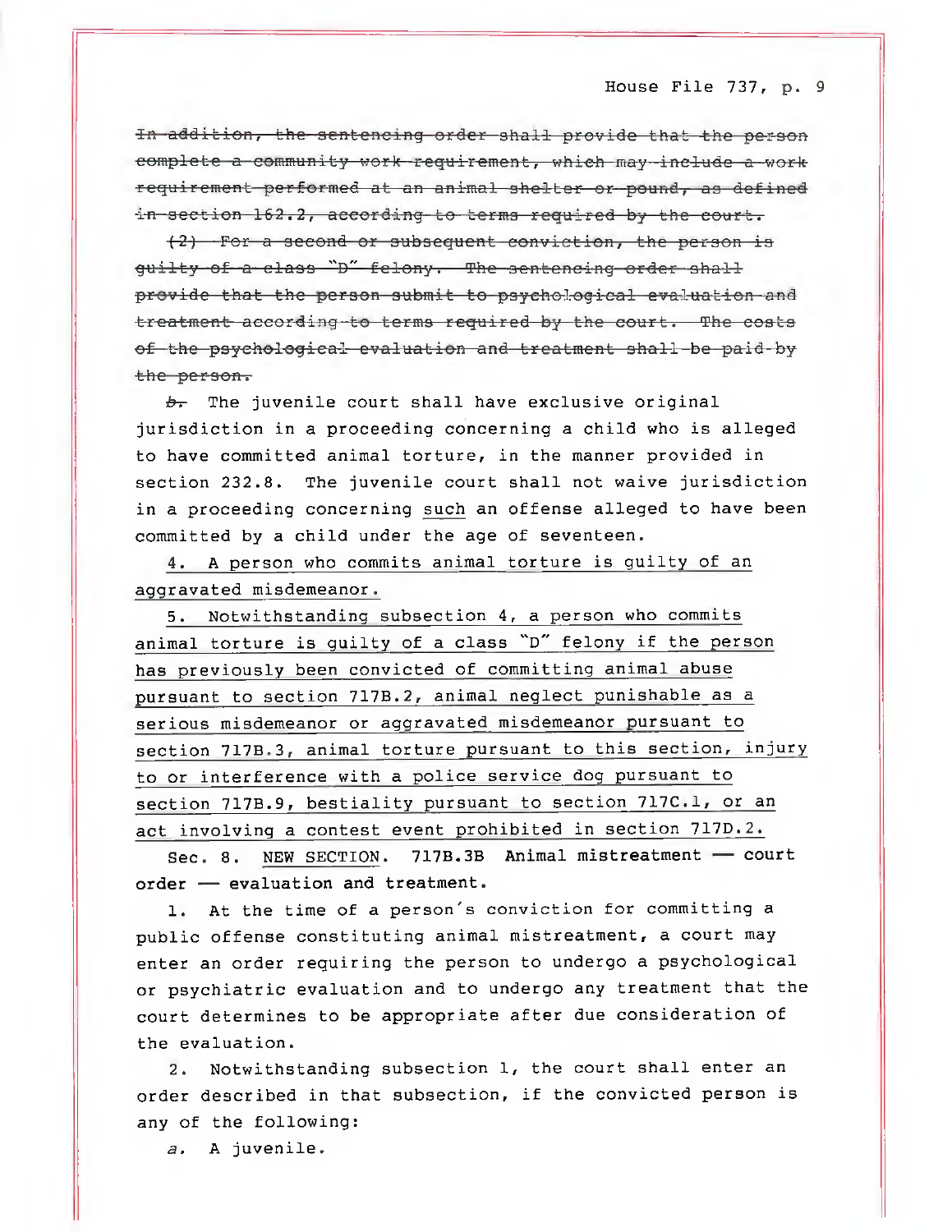~~In addition, the sentencing order shall provide that the person complete a community work requirement, which may include a work requirement performed at an animal shelter or pound, as defined in section 162.2, according to terms required by the court.~~

~~(2) For a second or subsequent conviction, the person is guilty of a class "D" felony. The sentencing order shall provide that the person submit to psychological evaluation and treatment according to terms required by the court. The costs of the psychological evaluation and treatment shall be paid by the person.~~

~~*b.*~~ The juvenile court shall have exclusive original jurisdiction in a proceeding concerning a child who is alleged to have committed animal torture, in the manner provided in section 232.8. The juvenile court shall not waive jurisdiction in a proceeding concerning <u>such</u> an offense alleged to have been committed by a child under the age of seventeen.

<u>4. A person who commits animal torture is guilty of an aggravated misdemeanor.</u>

<u>5. Notwithstanding subsection 4, a person who commits animal torture is guilty of a class "D" felony if the person has previously been convicted of committing animal abuse pursuant to section 717B.2, animal neglect punishable as a serious misdemeanor or aggravated misdemeanor pursuant to section 717B.3, animal torture pursuant to this section, injury to or interference with a police service dog pursuant to section 717B.9, bestiality pursuant to section 717C.1, or an act involving a contest event prohibited in section 717D.2.</u>

Sec. 8. <u>NEW SECTION</u>. 717B.3B **Animal mistreatment — court order — evaluation and treatment.**

1. At the time of a person's conviction for committing a public offense constituting animal mistreatment, a court may enter an order requiring the person to undergo a psychological or psychiatric evaluation and to undergo any treatment that the court determines to be appropriate after due consideration of the evaluation.

2. Notwithstanding subsection 1, the court shall enter an order described in that subsection, if the convicted person is any of the following:

*a.* A juvenile.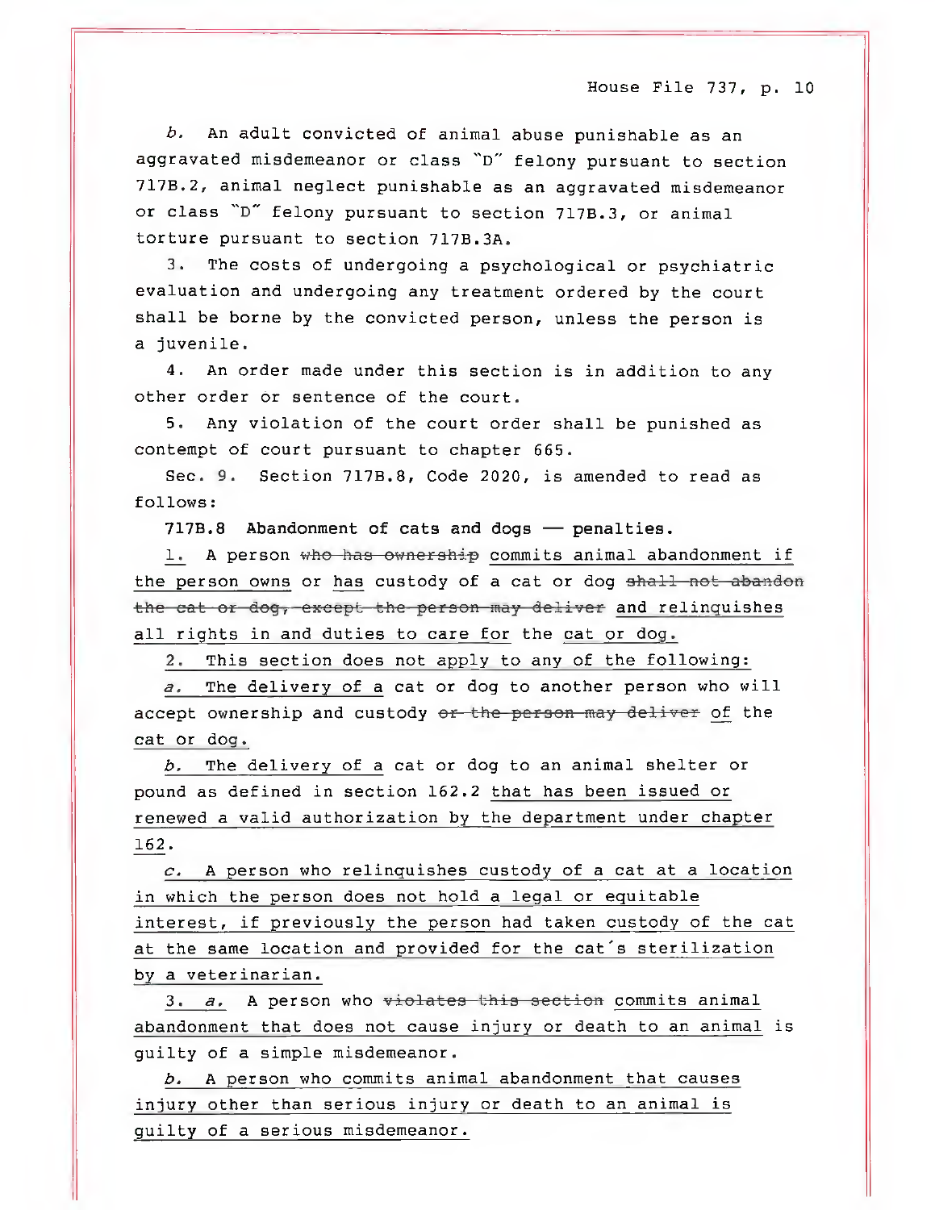b. An adult convicted of animal abuse punishable as an aggravated misdemeanor or class "D" felony pursuant to section 717B.2, animal neglect punishable as an aggravated misdemeanor or class "D" felony pursuant to section 717B.3, or animal torture pursuant to section 717B.3A.

3. The costs of undergoing a psychological or psychiatric evaluation and undergoing any treatment ordered by the court shall be borne by the convicted person, unless the person is a juvenile.

4. An order made under this section is in addition to any other order or sentence of the court.

5. Any violation of the court order shall be punished as contempt of court pursuant to chapter 665.

Sec. 9. Section 717B.8, Code 2020, is amended to read as follows:

**717B.8 Abandonment of cats and dogs — penalties.**

1. A person ~~who has ownership~~ commits animal abandonment if the person owns or has custody of a cat or dog ~~shall not abandon the cat or dog, except the person may deliver~~ and relinquishes all rights in and duties to care for the cat or dog.

2. This section does not apply to any of the following:

a. The delivery of a cat or dog to another person who will accept ownership and custody ~~or the person may deliver~~ of the cat or dog.

b. The delivery of a cat or dog to an animal shelter or pound as defined in section 162.2 that has been issued or renewed a valid authorization by the department under chapter 162.

c. A person who relinquishes custody of a cat at a location in which the person does not hold a legal or equitable interest, if previously the person had taken custody of the cat at the same location and provided for the cat's sterilization by a veterinarian.

3. a. A person who ~~violates this section~~ commits animal abandonment that does not cause injury or death to an animal is guilty of a simple misdemeanor.

b. A person who commits animal abandonment that causes injury other than serious injury or death to an animal is guilty of a serious misdemeanor.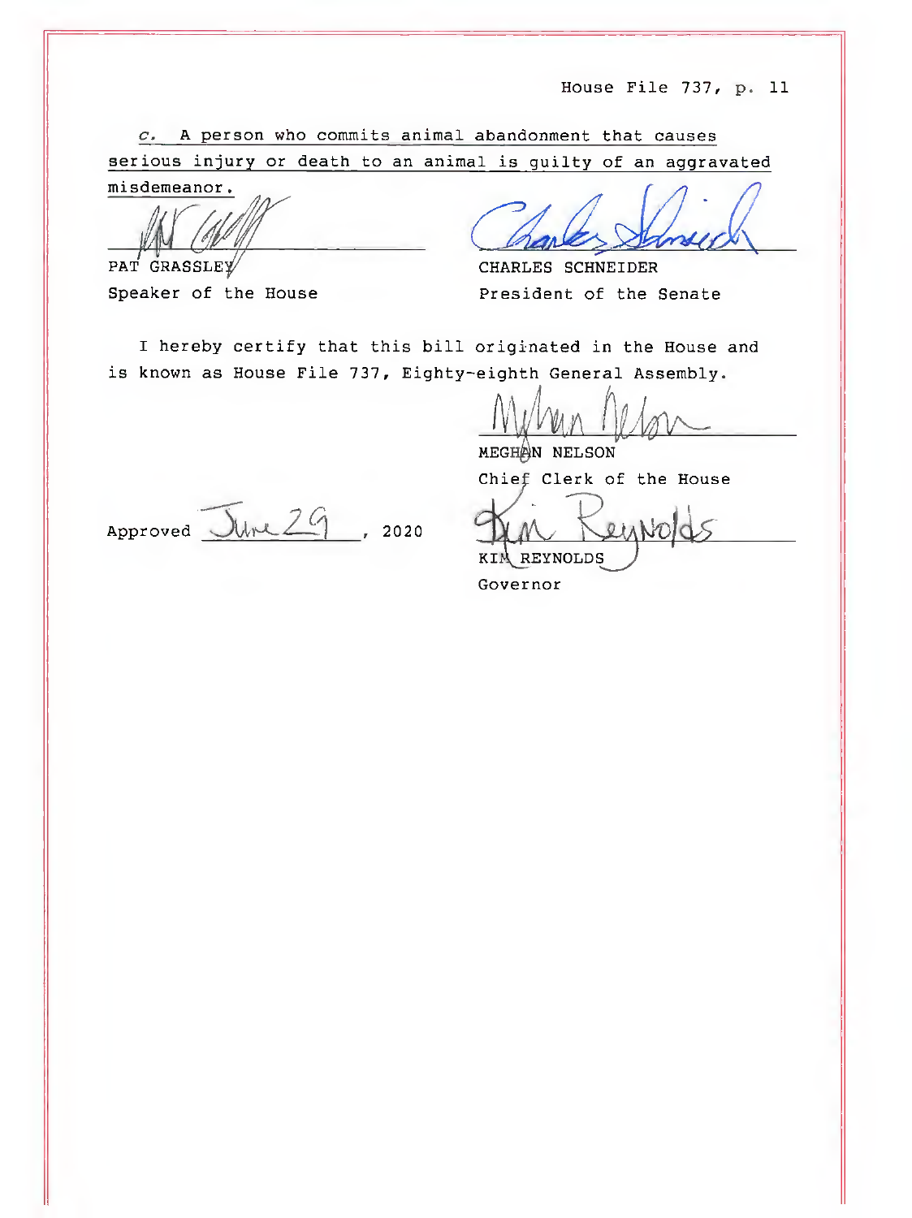*c.* <u>A person who commits animal abandonment that causes serious injury or death to an animal is guilty of an aggravated misdemeanor.</u>

PAT GRASSLEY
Speaker of the House

CHARLES SCHNEIDER
President of the Senate

I hereby certify that this bill originated in the House and is known as House File 737, Eighty-eighth General Assembly.

MEGHAN NELSON
Chief Clerk of the House

Approved June 29, 2020

KIM REYNOLDS
Governor